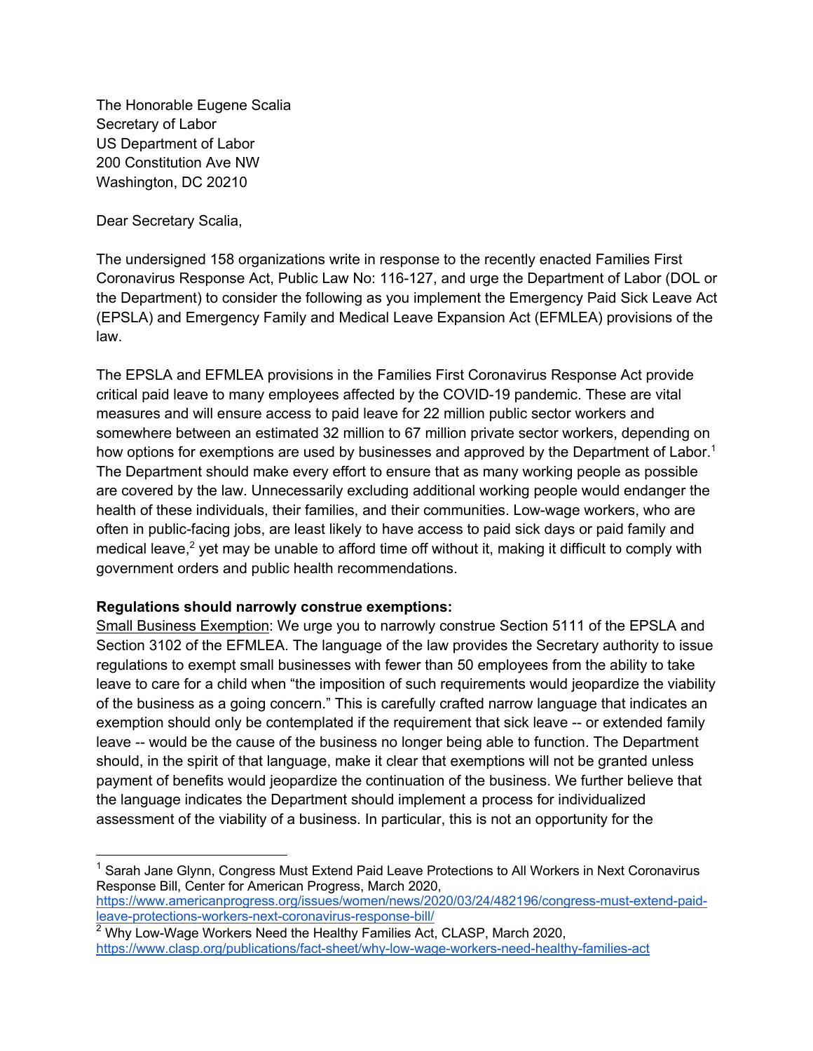The Honorable Eugene Scalia
Secretary of Labor
US Department of Labor
200 Constitution Ave NW
Washington, DC 20210

Dear Secretary Scalia,

The undersigned 158 organizations write in response to the recently enacted Families First Coronavirus Response Act, Public Law No: 116-127, and urge the Department of Labor (DOL or the Department) to consider the following as you implement the Emergency Paid Sick Leave Act (EPSLA) and Emergency Family and Medical Leave Expansion Act (EFMLEA) provisions of the law.

The EPSLA and EFMLEA provisions in the Families First Coronavirus Response Act provide critical paid leave to many employees affected by the COVID-19 pandemic. These are vital measures and will ensure access to paid leave for 22 million public sector workers and somewhere between an estimated 32 million to 67 million private sector workers, depending on how options for exemptions are used by businesses and approved by the Department of Labor.[1] The Department should make every effort to ensure that as many working people as possible are covered by the law. Unnecessarily excluding additional working people would endanger the health of these individuals, their families, and their communities. Low-wage workers, who are often in public-facing jobs, are least likely to have access to paid sick days or paid family and medical leave,[2] yet may be unable to afford time off without it, making it difficult to comply with government orders and public health recommendations.

**Regulations should narrowly construe exemptions:**

Small Business Exemption: We urge you to narrowly construe Section 5111 of the EPSLA and Section 3102 of the EFMLEA. The language of the law provides the Secretary authority to issue regulations to exempt small businesses with fewer than 50 employees from the ability to take leave to care for a child when "the imposition of such requirements would jeopardize the viability of the business as a going concern." This is carefully crafted narrow language that indicates an exemption should only be contemplated if the requirement that sick leave -- or extended family leave -- would be the cause of the business no longer being able to function. The Department should, in the spirit of that language, make it clear that exemptions will not be granted unless payment of benefits would jeopardize the continuation of the business. We further believe that the language indicates the Department should implement a process for individualized assessment of the viability of a business. In particular, this is not an opportunity for the

---

[1] Sarah Jane Glynn, Congress Must Extend Paid Leave Protections to All Workers in Next Coronavirus Response Bill, Center for American Progress, March 2020, https://www.americanprogress.org/issues/women/news/2020/03/24/482196/congress-must-extend-paid-leave-protections-workers-next-coronavirus-response-bill/

[2] Why Low-Wage Workers Need the Healthy Families Act, CLASP, March 2020, https://www.clasp.org/publications/fact-sheet/why-low-wage-workers-need-healthy-families-act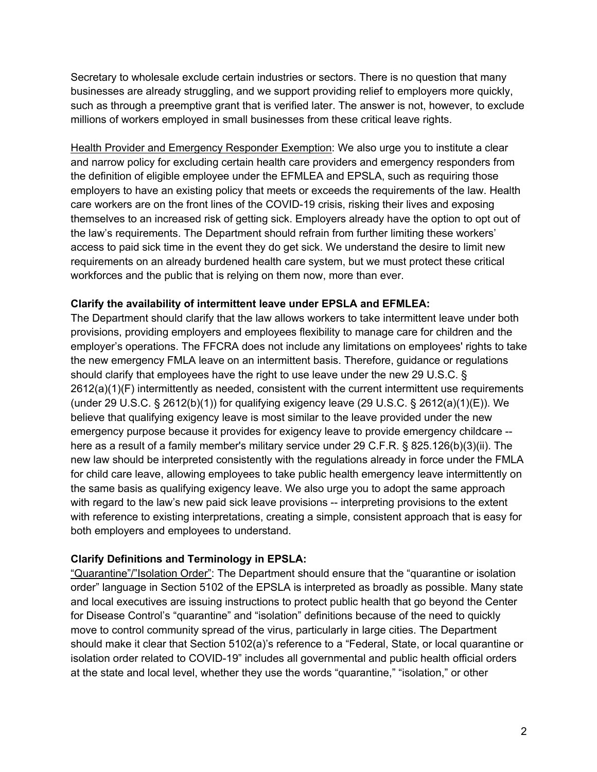Secretary to wholesale exclude certain industries or sectors. There is no question that many businesses are already struggling, and we support providing relief to employers more quickly, such as through a preemptive grant that is verified later. The answer is not, however, to exclude millions of workers employed in small businesses from these critical leave rights.

<u>Health Provider and Emergency Responder Exemption</u>: We also urge you to institute a clear and narrow policy for excluding certain health care providers and emergency responders from the definition of eligible employee under the EFMLEA and EPSLA, such as requiring those employers to have an existing policy that meets or exceeds the requirements of the law. Health care workers are on the front lines of the COVID-19 crisis, risking their lives and exposing themselves to an increased risk of getting sick. Employers already have the option to opt out of the law's requirements. The Department should refrain from further limiting these workers' access to paid sick time in the event they do get sick. We understand the desire to limit new requirements on an already burdened health care system, but we must protect these critical workforces and the public that is relying on them now, more than ever.

**Clarify the availability of intermittent leave under EPSLA and EFMLEA:**
The Department should clarify that the law allows workers to take intermittent leave under both provisions, providing employers and employees flexibility to manage care for children and the employer's operations. The FFCRA does not include any limitations on employees' rights to take the new emergency FMLA leave on an intermittent basis. Therefore, guidance or regulations should clarify that employees have the right to use leave under the new 29 U.S.C. § 2612(a)(1)(F) intermittently as needed, consistent with the current intermittent use requirements (under 29 U.S.C. § 2612(b)(1)) for qualifying exigency leave (29 U.S.C. § 2612(a)(1)(E)). We believe that qualifying exigency leave is most similar to the leave provided under the new emergency purpose because it provides for exigency leave to provide emergency childcare -- here as a result of a family member's military service under 29 C.F.R. § 825.126(b)(3)(ii). The new law should be interpreted consistently with the regulations already in force under the FMLA for child care leave, allowing employees to take public health emergency leave intermittently on the same basis as qualifying exigency leave. We also urge you to adopt the same approach with regard to the law's new paid sick leave provisions -- interpreting provisions to the extent with reference to existing interpretations, creating a simple, consistent approach that is easy for both employers and employees to understand.

**Clarify Definitions and Terminology in EPSLA:**
<u>"Quarantine"/"Isolation Order"</u>: The Department should ensure that the "quarantine or isolation order" language in Section 5102 of the EPSLA is interpreted as broadly as possible. Many state and local executives are issuing instructions to protect public health that go beyond the Center for Disease Control's "quarantine" and "isolation" definitions because of the need to quickly move to control community spread of the virus, particularly in large cities. The Department should make it clear that Section 5102(a)'s reference to a "Federal, State, or local quarantine or isolation order related to COVID-19" includes all governmental and public health official orders at the state and local level, whether they use the words "quarantine," "isolation," or other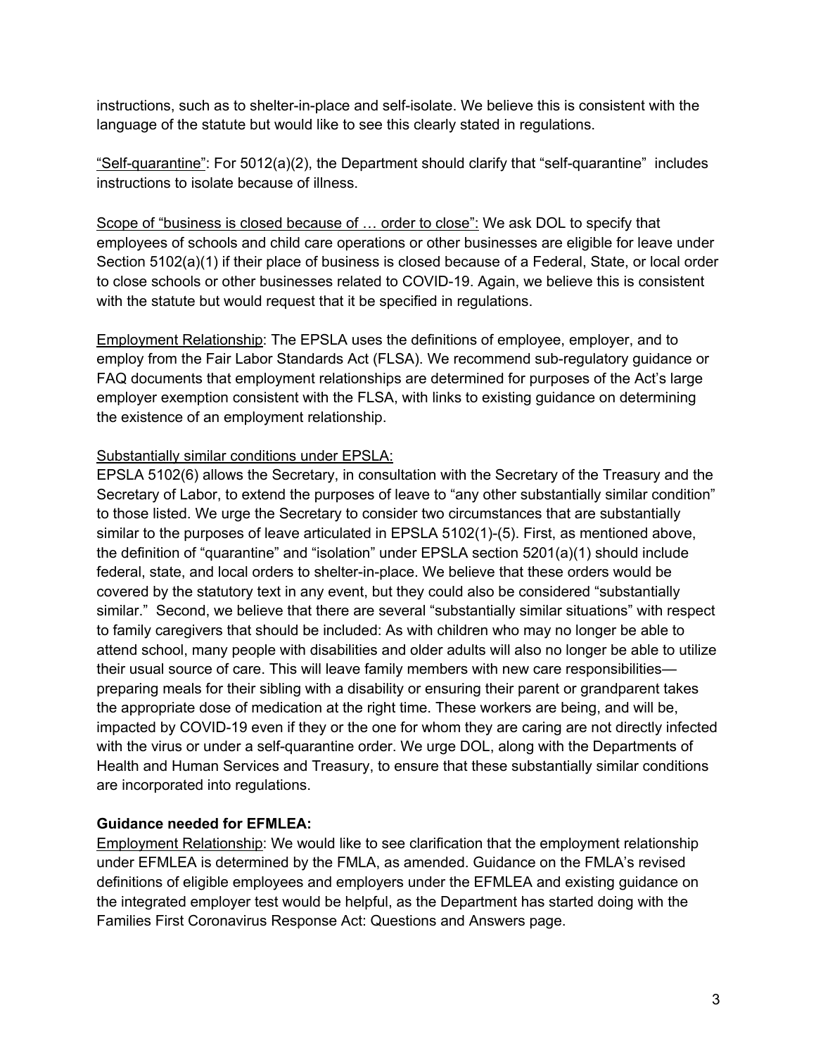instructions, such as to shelter-in-place and self-isolate. We believe this is consistent with the language of the statute but would like to see this clearly stated in regulations.

<u>"Self-quarantine"</u>: For 5012(a)(2), the Department should clarify that "self-quarantine" includes instructions to isolate because of illness.

<u>Scope of "business is closed because of … order to close":</u> We ask DOL to specify that employees of schools and child care operations or other businesses are eligible for leave under Section 5102(a)(1) if their place of business is closed because of a Federal, State, or local order to close schools or other businesses related to COVID-19. Again, we believe this is consistent with the statute but would request that it be specified in regulations.

<u>Employment Relationship</u>: The EPSLA uses the definitions of employee, employer, and to employ from the Fair Labor Standards Act (FLSA). We recommend sub-regulatory guidance or FAQ documents that employment relationships are determined for purposes of the Act's large employer exemption consistent with the FLSA, with links to existing guidance on determining the existence of an employment relationship.

<u>Substantially similar conditions under EPSLA:</u>
EPSLA 5102(6) allows the Secretary, in consultation with the Secretary of the Treasury and the Secretary of Labor, to extend the purposes of leave to "any other substantially similar condition" to those listed. We urge the Secretary to consider two circumstances that are substantially similar to the purposes of leave articulated in EPSLA 5102(1)-(5). First, as mentioned above, the definition of "quarantine" and "isolation" under EPSLA section 5201(a)(1) should include federal, state, and local orders to shelter-in-place. We believe that these orders would be covered by the statutory text in any event, but they could also be considered "substantially similar." Second, we believe that there are several "substantially similar situations" with respect to family caregivers that should be included: As with children who may no longer be able to attend school, many people with disabilities and older adults will also no longer be able to utilize their usual source of care. This will leave family members with new care responsibilities—preparing meals for their sibling with a disability or ensuring their parent or grandparent takes the appropriate dose of medication at the right time. These workers are being, and will be, impacted by COVID-19 even if they or the one for whom they are caring are not directly infected with the virus or under a self-quarantine order. We urge DOL, along with the Departments of Health and Human Services and Treasury, to ensure that these substantially similar conditions are incorporated into regulations.

**Guidance needed for EFMLEA:**
<u>Employment Relationship</u>: We would like to see clarification that the employment relationship under EFMLEA is determined by the FMLA, as amended. Guidance on the FMLA's revised definitions of eligible employees and employers under the EFMLEA and existing guidance on the integrated employer test would be helpful, as the Department has started doing with the Families First Coronavirus Response Act: Questions and Answers page.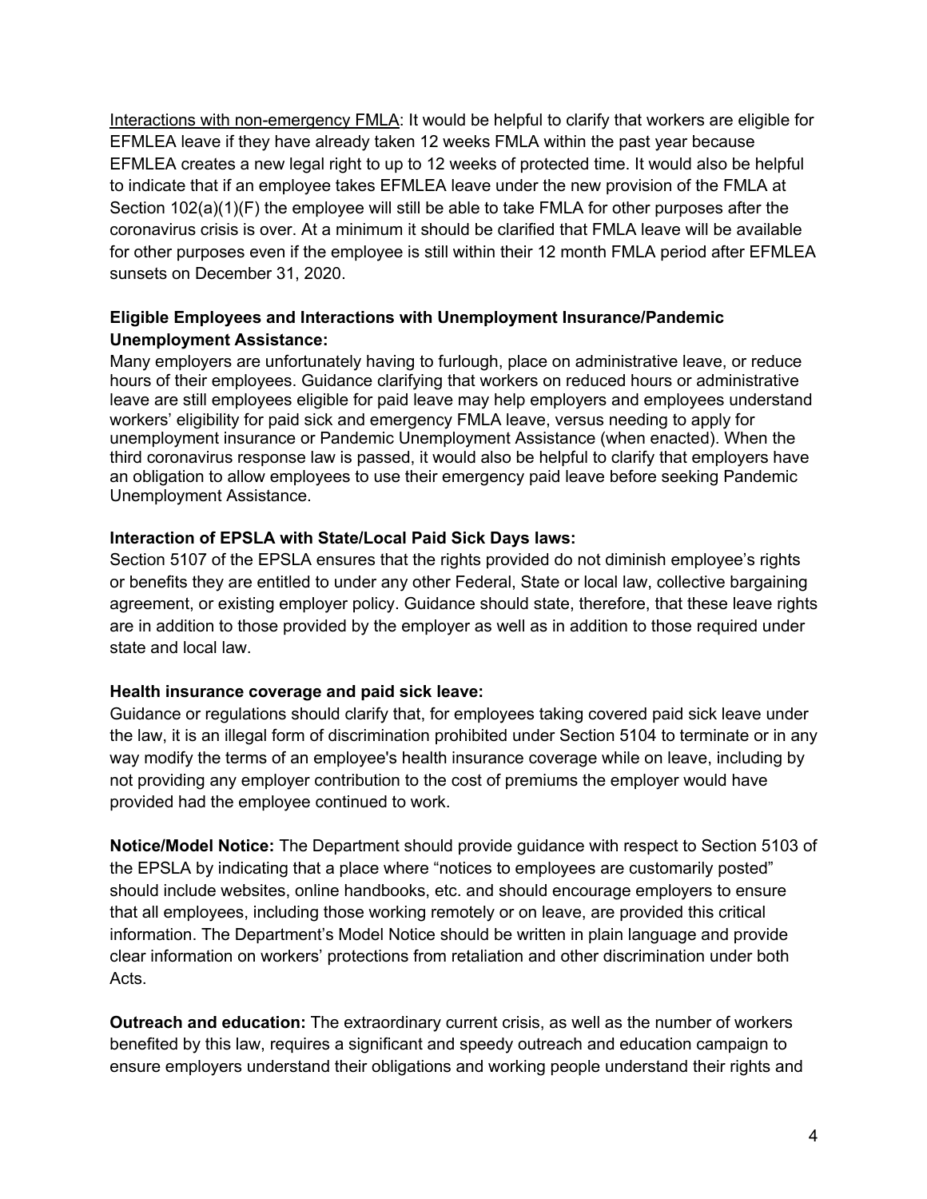Interactions with non-emergency FMLA: It would be helpful to clarify that workers are eligible for EFMLEA leave if they have already taken 12 weeks FMLA within the past year because EFMLEA creates a new legal right to up to 12 weeks of protected time. It would also be helpful to indicate that if an employee takes EFMLEA leave under the new provision of the FMLA at Section 102(a)(1)(F) the employee will still be able to take FMLA for other purposes after the coronavirus crisis is over. At a minimum it should be clarified that FMLA leave will be available for other purposes even if the employee is still within their 12 month FMLA period after EFMLEA sunsets on December 31, 2020.

**Eligible Employees and Interactions with Unemployment Insurance/Pandemic Unemployment Assistance:**

Many employers are unfortunately having to furlough, place on administrative leave, or reduce hours of their employees. Guidance clarifying that workers on reduced hours or administrative leave are still employees eligible for paid leave may help employers and employees understand workers' eligibility for paid sick and emergency FMLA leave, versus needing to apply for unemployment insurance or Pandemic Unemployment Assistance (when enacted). When the third coronavirus response law is passed, it would also be helpful to clarify that employers have an obligation to allow employees to use their emergency paid leave before seeking Pandemic Unemployment Assistance.

**Interaction of EPSLA with State/Local Paid Sick Days laws:**

Section 5107 of the EPSLA ensures that the rights provided do not diminish employee's rights or benefits they are entitled to under any other Federal, State or local law, collective bargaining agreement, or existing employer policy. Guidance should state, therefore, that these leave rights are in addition to those provided by the employer as well as in addition to those required under state and local law.

**Health insurance coverage and paid sick leave:**

Guidance or regulations should clarify that, for employees taking covered paid sick leave under the law, it is an illegal form of discrimination prohibited under Section 5104 to terminate or in any way modify the terms of an employee's health insurance coverage while on leave, including by not providing any employer contribution to the cost of premiums the employer would have provided had the employee continued to work.

**Notice/Model Notice:** The Department should provide guidance with respect to Section 5103 of the EPSLA by indicating that a place where "notices to employees are customarily posted" should include websites, online handbooks, etc. and should encourage employers to ensure that all employees, including those working remotely or on leave, are provided this critical information. The Department's Model Notice should be written in plain language and provide clear information on workers' protections from retaliation and other discrimination under both Acts.

**Outreach and education:** The extraordinary current crisis, as well as the number of workers benefited by this law, requires a significant and speedy outreach and education campaign to ensure employers understand their obligations and working people understand their rights and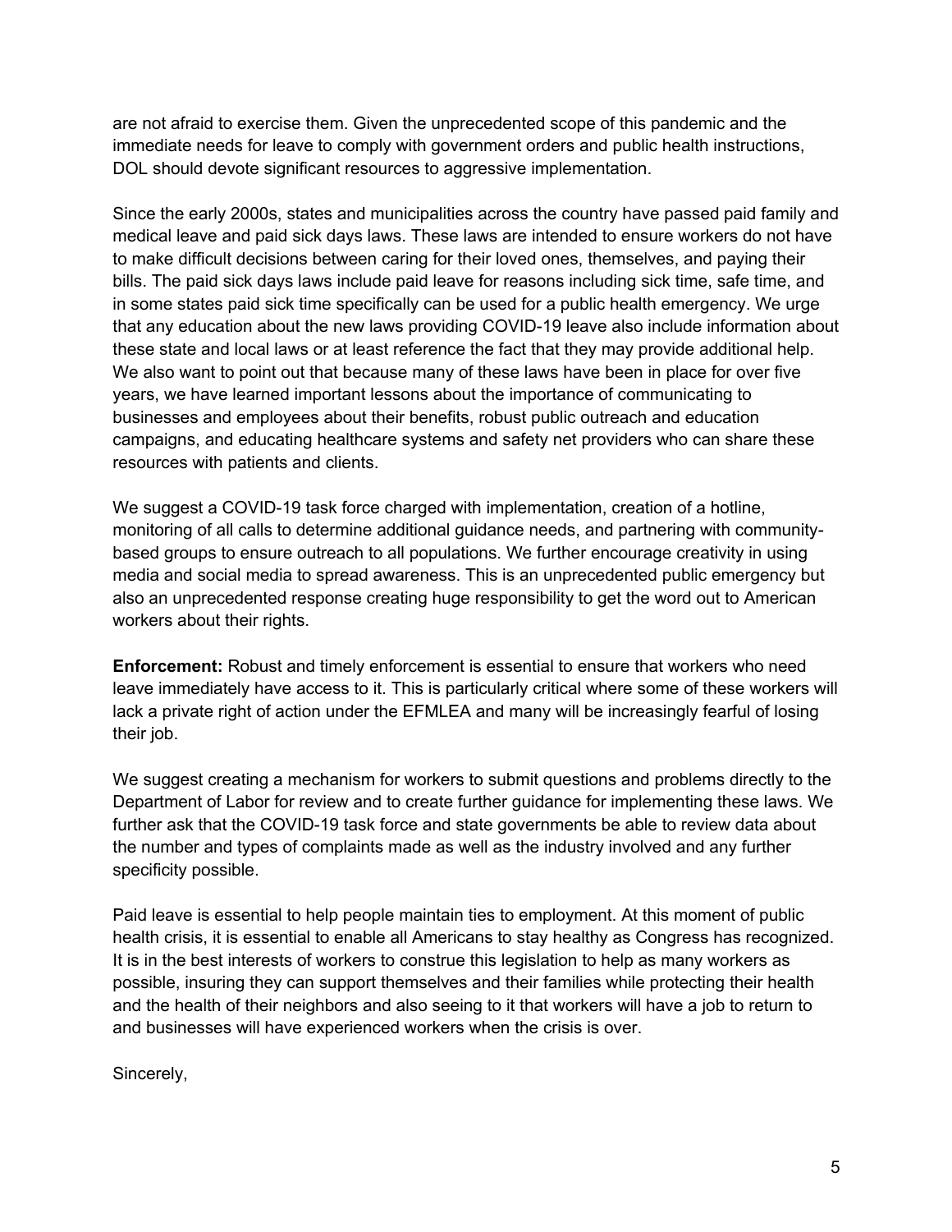are not afraid to exercise them. Given the unprecedented scope of this pandemic and the immediate needs for leave to comply with government orders and public health instructions, DOL should devote significant resources to aggressive implementation.

Since the early 2000s, states and municipalities across the country have passed paid family and medical leave and paid sick days laws. These laws are intended to ensure workers do not have to make difficult decisions between caring for their loved ones, themselves, and paying their bills. The paid sick days laws include paid leave for reasons including sick time, safe time, and in some states paid sick time specifically can be used for a public health emergency. We urge that any education about the new laws providing COVID-19 leave also include information about these state and local laws or at least reference the fact that they may provide additional help. We also want to point out that because many of these laws have been in place for over five years, we have learned important lessons about the importance of communicating to businesses and employees about their benefits, robust public outreach and education campaigns, and educating healthcare systems and safety net providers who can share these resources with patients and clients.

We suggest a COVID-19 task force charged with implementation, creation of a hotline, monitoring of all calls to determine additional guidance needs, and partnering with community-based groups to ensure outreach to all populations. We further encourage creativity in using media and social media to spread awareness. This is an unprecedented public emergency but also an unprecedented response creating huge responsibility to get the word out to American workers about their rights.

**Enforcement:** Robust and timely enforcement is essential to ensure that workers who need leave immediately have access to it. This is particularly critical where some of these workers will lack a private right of action under the EFMLEA and many will be increasingly fearful of losing their job.

We suggest creating a mechanism for workers to submit questions and problems directly to the Department of Labor for review and to create further guidance for implementing these laws. We further ask that the COVID-19 task force and state governments be able to review data about the number and types of complaints made as well as the industry involved and any further specificity possible.

Paid leave is essential to help people maintain ties to employment. At this moment of public health crisis, it is essential to enable all Americans to stay healthy as Congress has recognized. It is in the best interests of workers to construe this legislation to help as many workers as possible, insuring they can support themselves and their families while protecting their health and the health of their neighbors and also seeing to it that workers will have a job to return to and businesses will have experienced workers when the crisis is over.

Sincerely,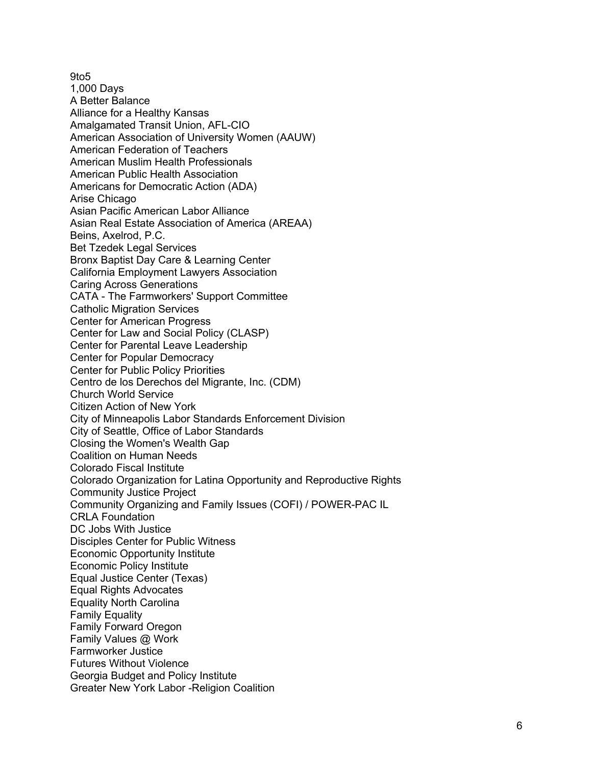9to5
1,000 Days
A Better Balance
Alliance for a Healthy Kansas
Amalgamated Transit Union, AFL-CIO
American Association of University Women (AAUW)
American Federation of Teachers
American Muslim Health Professionals
American Public Health Association
Americans for Democratic Action (ADA)
Arise Chicago
Asian Pacific American Labor Alliance
Asian Real Estate Association of America (AREAA)
Beins, Axelrod, P.C.
Bet Tzedek Legal Services
Bronx Baptist Day Care & Learning Center
California Employment Lawyers Association
Caring Across Generations
CATA - The Farmworkers' Support Committee
Catholic Migration Services
Center for American Progress
Center for Law and Social Policy (CLASP)
Center for Parental Leave Leadership
Center for Popular Democracy
Center for Public Policy Priorities
Centro de los Derechos del Migrante, Inc. (CDM)
Church World Service
Citizen Action of New York
City of Minneapolis Labor Standards Enforcement Division
City of Seattle, Office of Labor Standards
Closing the Women's Wealth Gap
Coalition on Human Needs
Colorado Fiscal Institute
Colorado Organization for Latina Opportunity and Reproductive Rights
Community Justice Project
Community Organizing and Family Issues (COFI) / POWER-PAC IL
CRLA Foundation
DC Jobs With Justice
Disciples Center for Public Witness
Economic Opportunity Institute
Economic Policy Institute
Equal Justice Center (Texas)
Equal Rights Advocates
Equality North Carolina
Family Equality
Family Forward Oregon
Family Values @ Work
Farmworker Justice
Futures Without Violence
Georgia Budget and Policy Institute
Greater New York Labor -Religion Coalition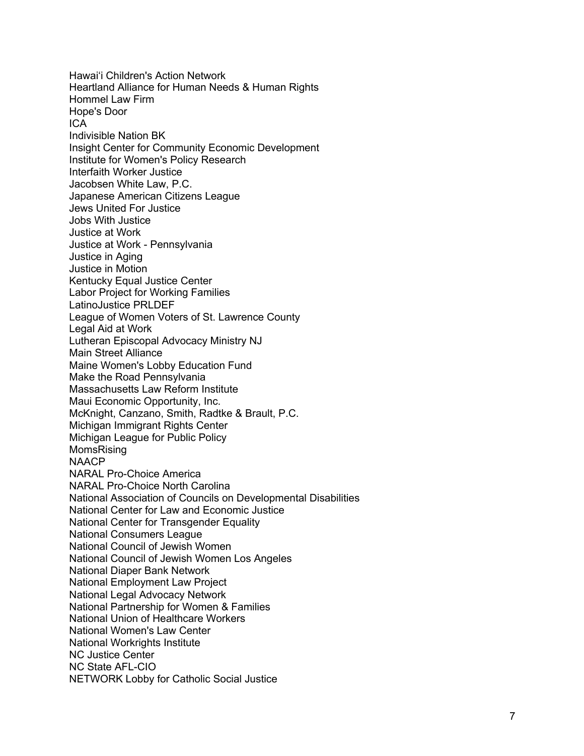Hawaiʻi Children's Action Network
Heartland Alliance for Human Needs & Human Rights
Hommel Law Firm
Hope's Door
ICA
Indivisible Nation BK
Insight Center for Community Economic Development
Institute for Women's Policy Research
Interfaith Worker Justice
Jacobsen White Law, P.C.
Japanese American Citizens League
Jews United For Justice
Jobs With Justice
Justice at Work
Justice at Work - Pennsylvania
Justice in Aging
Justice in Motion
Kentucky Equal Justice Center
Labor Project for Working Families
LatinoJustice PRLDEF
League of Women Voters of St. Lawrence County
Legal Aid at Work
Lutheran Episcopal Advocacy Ministry NJ
Main Street Alliance
Maine Women's Lobby Education Fund
Make the Road Pennsylvania
Massachusetts Law Reform Institute
Maui Economic Opportunity, Inc.
McKnight, Canzano, Smith, Radtke & Brault, P.C.
Michigan Immigrant Rights Center
Michigan League for Public Policy
MomsRising
NAACP
NARAL Pro-Choice America
NARAL Pro-Choice North Carolina
National Association of Councils on Developmental Disabilities
National Center for Law and Economic Justice
National Center for Transgender Equality
National Consumers League
National Council of Jewish Women
National Council of Jewish Women Los Angeles
National Diaper Bank Network
National Employment Law Project
National Legal Advocacy Network
National Partnership for Women & Families
National Union of Healthcare Workers
National Women's Law Center
National Workrights Institute
NC Justice Center
NC State AFL-CIO
NETWORK Lobby for Catholic Social Justice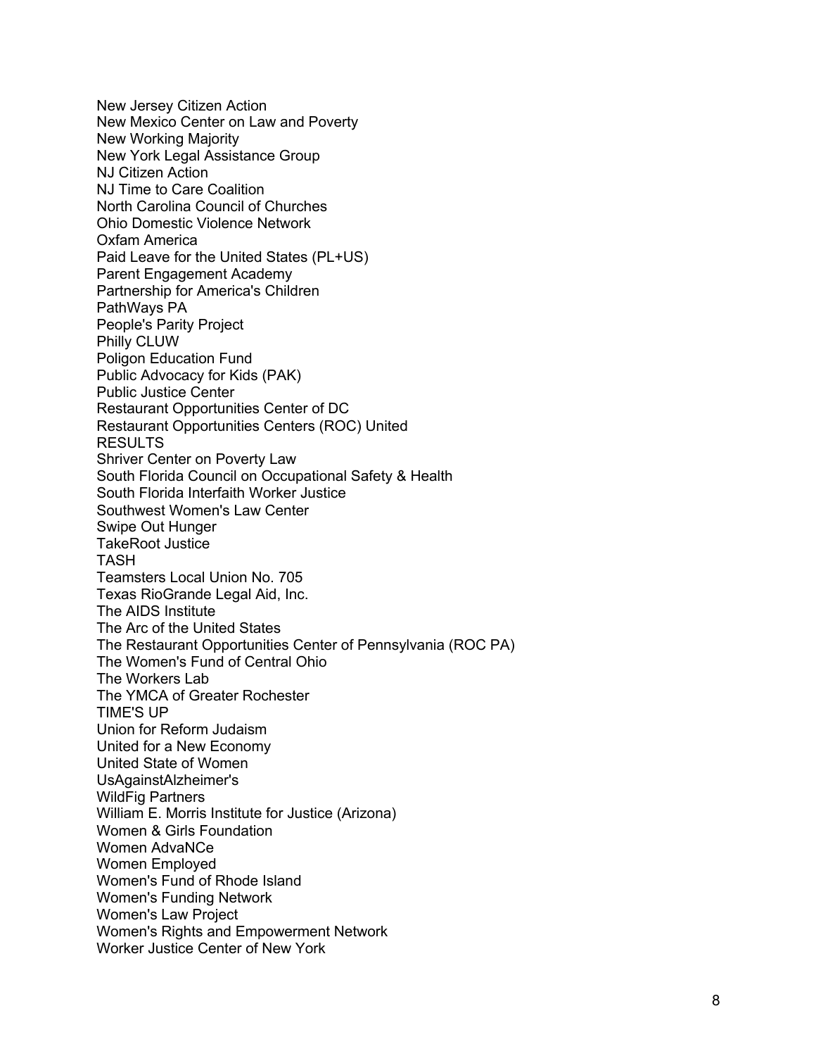New Jersey Citizen Action
New Mexico Center on Law and Poverty
New Working Majority
New York Legal Assistance Group
NJ Citizen Action
NJ Time to Care Coalition
North Carolina Council of Churches
Ohio Domestic Violence Network
Oxfam America
Paid Leave for the United States (PL+US)
Parent Engagement Academy
Partnership for America's Children
PathWays PA
People's Parity Project
Philly CLUW
Poligon Education Fund
Public Advocacy for Kids (PAK)
Public Justice Center
Restaurant Opportunities Center of DC
Restaurant Opportunities Centers (ROC) United
RESULTS
Shriver Center on Poverty Law
South Florida Council on Occupational Safety & Health
South Florida Interfaith Worker Justice
Southwest Women's Law Center
Swipe Out Hunger
TakeRoot Justice
TASH
Teamsters Local Union No. 705
Texas RioGrande Legal Aid, Inc.
The AIDS Institute
The Arc of the United States
The Restaurant Opportunities Center of Pennsylvania (ROC PA)
The Women's Fund of Central Ohio
The Workers Lab
The YMCA of Greater Rochester
TIME'S UP
Union for Reform Judaism
United for a New Economy
United State of Women
UsAgainstAlzheimer's
WildFig Partners
William E. Morris Institute for Justice (Arizona)
Women & Girls Foundation
Women AdvaNCe
Women Employed
Women's Fund of Rhode Island
Women's Funding Network
Women's Law Project
Women's Rights and Empowerment Network
Worker Justice Center of New York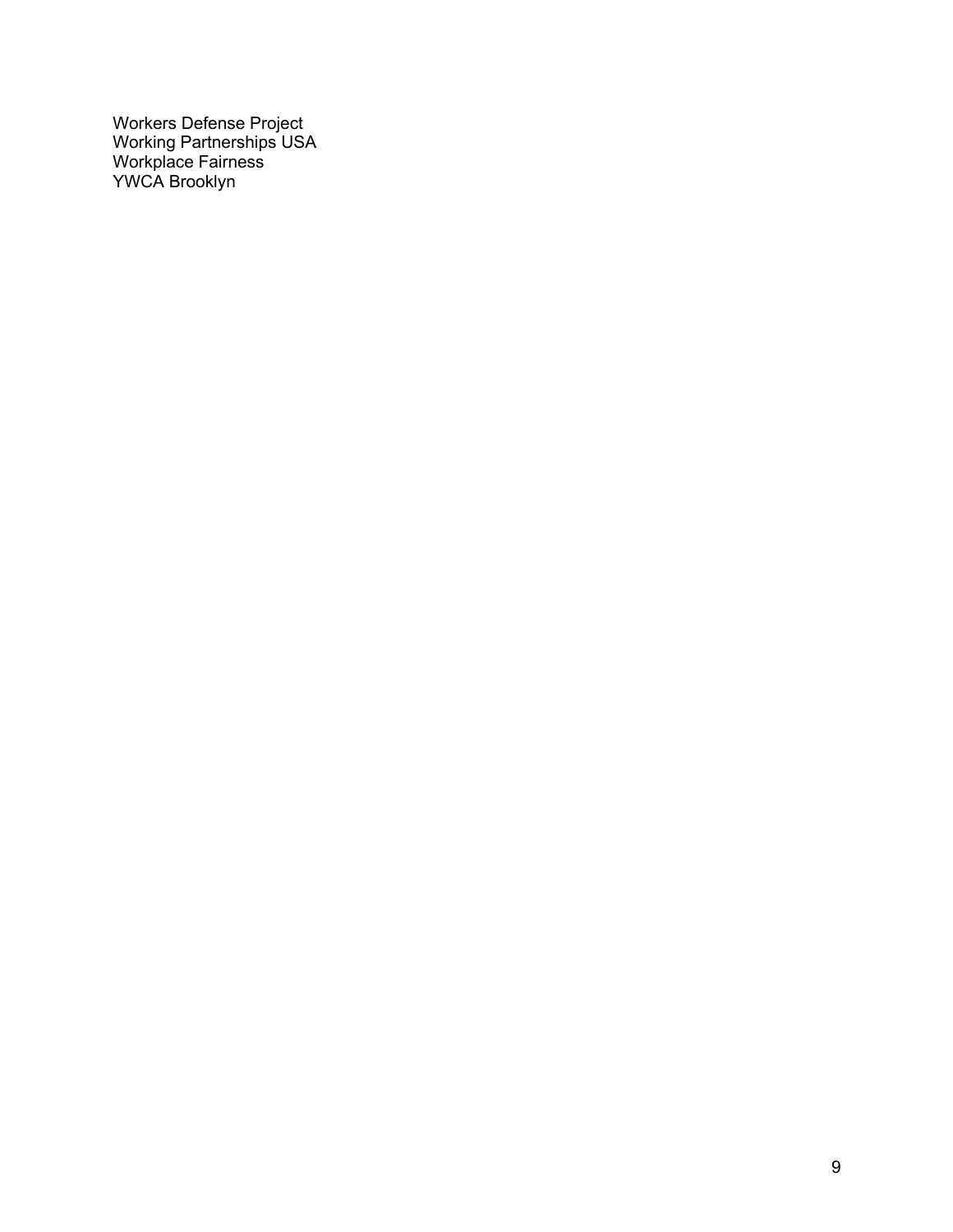Workers Defense Project
Working Partnerships USA
Workplace Fairness
YWCA Brooklyn